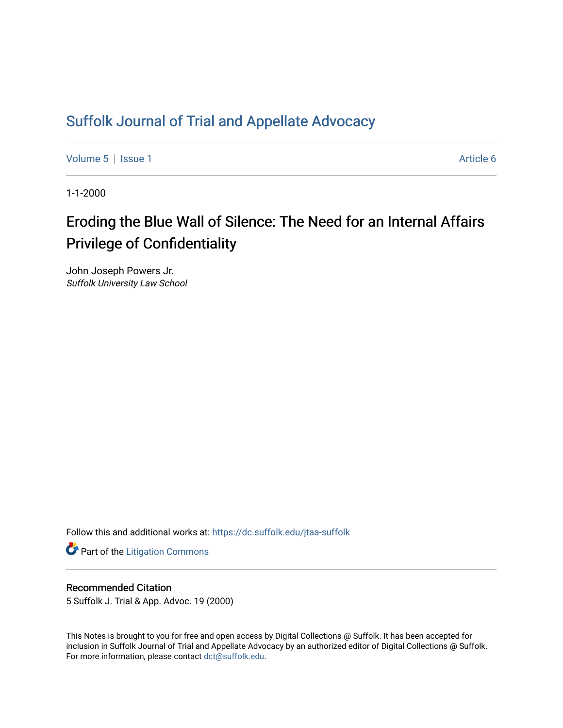# Suffolk Journal of Trial and Appellate Advocacy

Volume 5 | Issue 1 Article 6

1-1-2000

## Eroding the Blue Wall of Silence: The Need for an Internal Affairs Privilege of Confidentiality

John Joseph Powers Jr.
*Suffolk University Law School*

Follow this and additional works at: https://dc.suffolk.edu/jtaa-suffolk

Part of the Litigation Commons

### Recommended Citation

5 Suffolk J. Trial & App. Advoc. 19 (2000)

This Notes is brought to you for free and open access by Digital Collections @ Suffolk. It has been accepted for inclusion in Suffolk Journal of Trial and Appellate Advocacy by an authorized editor of Digital Collections @ Suffolk. For more information, please contact dct@suffolk.edu.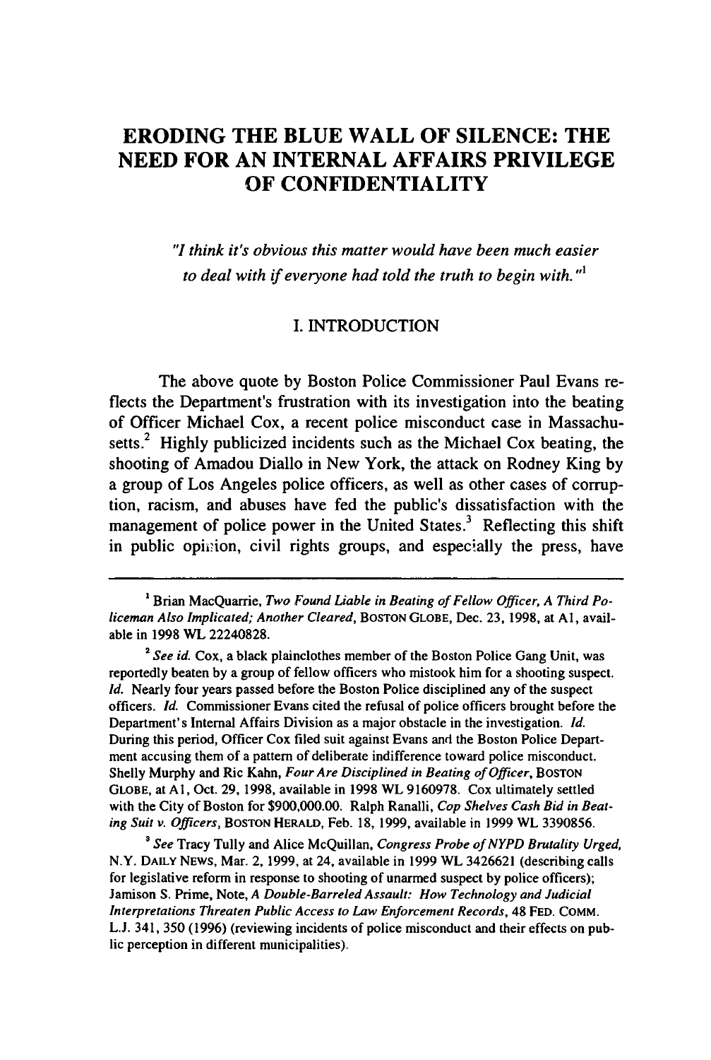# ERODING THE BLUE WALL OF SILENCE: THE NEED FOR AN INTERNAL AFFAIRS PRIVILEGE OF CONFIDENTIALITY

> *"I think it's obvious this matter would have been much easier to deal with if everyone had told the truth to begin with."*[1]

## I. INTRODUCTION

The above quote by Boston Police Commissioner Paul Evans reflects the Department's frustration with its investigation into the beating of Officer Michael Cox, a recent police misconduct case in Massachusetts.[2] Highly publicized incidents such as the Michael Cox beating, the shooting of Amadou Diallo in New York, the attack on Rodney King by a group of Los Angeles police officers, as well as other cases of corruption, racism, and abuses have fed the public's dissatisfaction with the management of police power in the United States.[3] Reflecting this shift in public opinion, civil rights groups, and especially the press, have

---

[1] Brian MacQuarrie, *Two Found Liable in Beating of Fellow Officer, A Third Policeman Also Implicated; Another Cleared*, BOSTON GLOBE, Dec. 23, 1998, at A1, available in 1998 WL 22240828.

[2] *See id.* Cox, a black plainclothes member of the Boston Police Gang Unit, was reportedly beaten by a group of fellow officers who mistook him for a shooting suspect. *Id.* Nearly four years passed before the Boston Police disciplined any of the suspect officers. *Id.* Commissioner Evans cited the refusal of police officers brought before the Department's Internal Affairs Division as a major obstacle in the investigation. *Id.* During this period, Officer Cox filed suit against Evans and the Boston Police Department accusing them of a pattern of deliberate indifference toward police misconduct. Shelly Murphy and Ric Kahn, *Four Are Disciplined in Beating of Officer*, BOSTON GLOBE, at A1, Oct. 29, 1998, available in 1998 WL 9160978. Cox ultimately settled with the City of Boston for $900,000.00. Ralph Ranalli, *Cop Shelves Cash Bid in Beating Suit v. Officers*, BOSTON HERALD, Feb. 18, 1999, available in 1999 WL 3390856.

[3] *See* Tracy Tully and Alice McQuillan, *Congress Probe of NYPD Brutality Urged*, N.Y. DAILY NEWS, Mar. 2, 1999, at 24, available in 1999 WL 3426621 (describing calls for legislative reform in response to shooting of unarmed suspect by police officers); Jamison S. Prime, Note, *A Double-Barreled Assault: How Technology and Judicial Interpretations Threaten Public Access to Law Enforcement Records*, 48 FED. COMM. L.J. 341, 350 (1996) (reviewing incidents of police misconduct and their effects on public perception in different municipalities).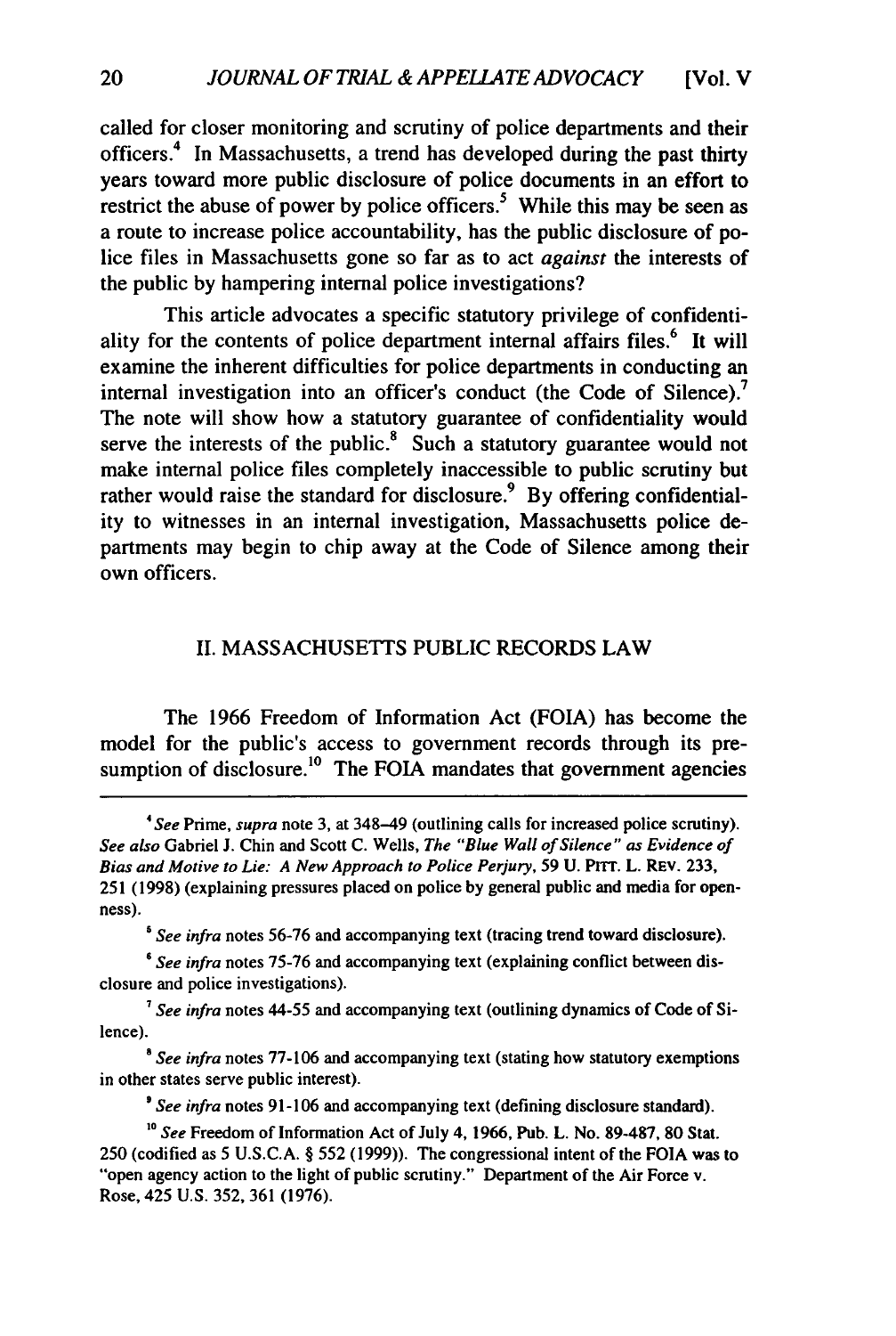called for closer monitoring and scrutiny of police departments and their officers.[4] In Massachusetts, a trend has developed during the past thirty years toward more public disclosure of police documents in an effort to restrict the abuse of power by police officers.[5] While this may be seen as a route to increase police accountability, has the public disclosure of police files in Massachusetts gone so far as to act *against* the interests of the public by hampering internal police investigations?

This article advocates a specific statutory privilege of confidentiality for the contents of police department internal affairs files.[6] It will examine the inherent difficulties for police departments in conducting an internal investigation into an officer's conduct (the Code of Silence).[7] The note will show how a statutory guarantee of confidentiality would serve the interests of the public.[8] Such a statutory guarantee would not make internal police files completely inaccessible to public scrutiny but rather would raise the standard for disclosure.[9] By offering confidentiality to witnesses in an internal investigation, Massachusetts police departments may begin to chip away at the Code of Silence among their own officers.

## II. MASSACHUSETTS PUBLIC RECORDS LAW

The 1966 Freedom of Information Act (FOIA) has become the model for the public's access to government records through its presumption of disclosure.[10] The FOIA mandates that government agencies

---

[4] *See* Prime, *supra* note 3, at 348–49 (outlining calls for increased police scrutiny). *See also* Gabriel J. Chin and Scott C. Wells, *The "Blue Wall of Silence" as Evidence of Bias and Motive to Lie: A New Approach to Police Perjury*, 59 U. PITT. L. REV. 233, 251 (1998) (explaining pressures placed on police by general public and media for openness).

[5] *See infra* notes 56-76 and accompanying text (tracing trend toward disclosure).

[6] *See infra* notes 75-76 and accompanying text (explaining conflict between disclosure and police investigations).

[7] *See infra* notes 44-55 and accompanying text (outlining dynamics of Code of Silence).

[8] *See infra* notes 77-106 and accompanying text (stating how statutory exemptions in other states serve public interest).

[9] *See infra* notes 91-106 and accompanying text (defining disclosure standard).

[10] *See* Freedom of Information Act of July 4, 1966, Pub. L. No. 89-487, 80 Stat. 250 (codified as 5 U.S.C.A. § 552 (1999)). The congressional intent of the FOIA was to "open agency action to the light of public scrutiny." Department of the Air Force v. Rose, 425 U.S. 352, 361 (1976).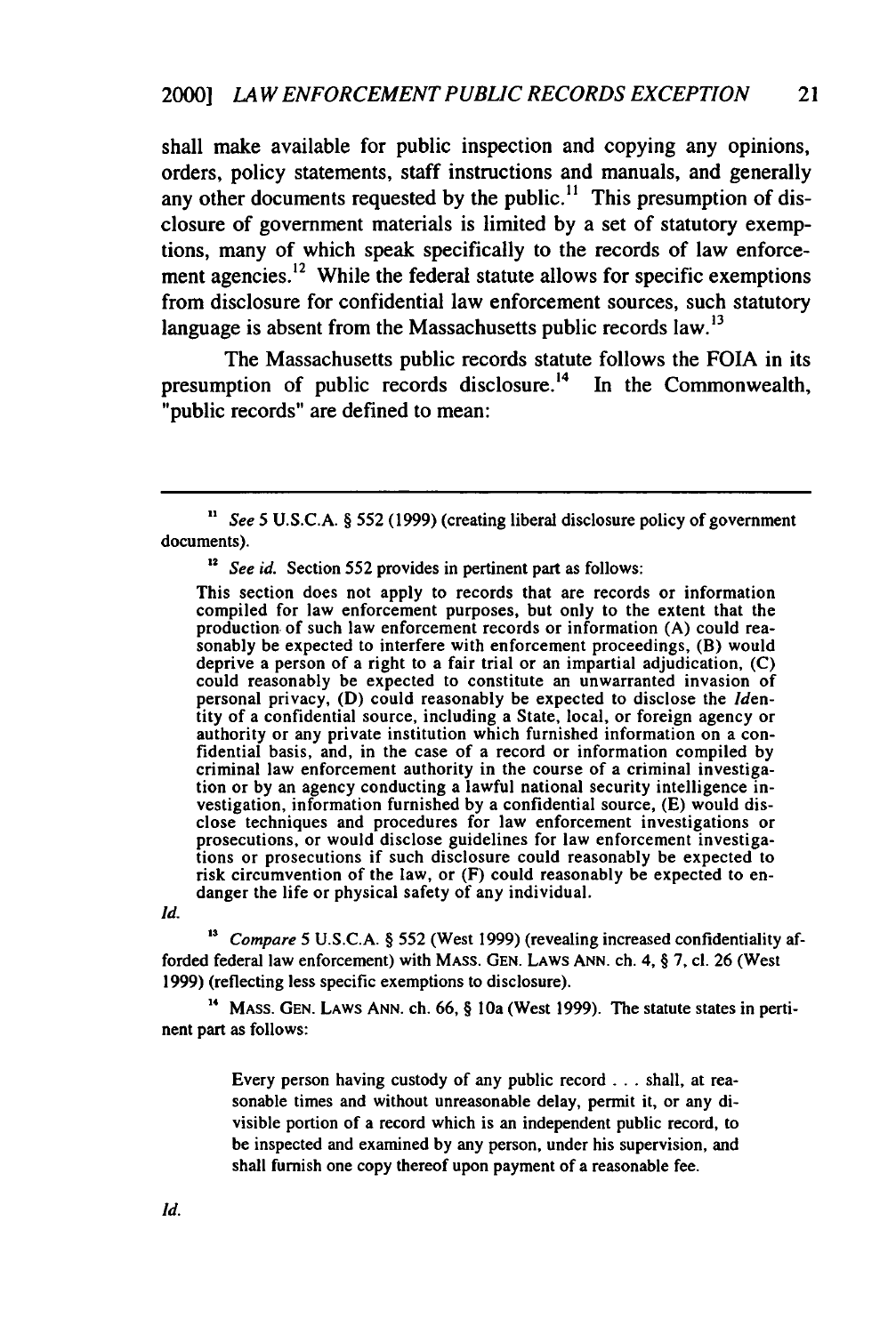shall make available for public inspection and copying any opinions, orders, policy statements, staff instructions and manuals, and generally any other documents requested by the public.[11] This presumption of disclosure of government materials is limited by a set of statutory exemptions, many of which speak specifically to the records of law enforcement agencies.[12] While the federal statute allows for specific exemptions from disclosure for confidential law enforcement sources, such statutory language is absent from the Massachusetts public records law.[13]

The Massachusetts public records statute follows the FOIA in its presumption of public records disclosure.[14] In the Commonwealth, "public records" are defined to mean:

---

[11] *See* 5 U.S.C.A. § 552 (1999) (creating liberal disclosure policy of government documents).

[12] *See id.* Section 552 provides in pertinent part as follows:

> This section does not apply to records that are records or information compiled for law enforcement purposes, but only to the extent that the production of such law enforcement records or information (A) could reasonably be expected to interfere with enforcement proceedings, (B) would deprive a person of a right to a fair trial or an impartial adjudication, (C) could reasonably be expected to constitute an unwarranted invasion of personal privacy, (D) could reasonably be expected to disclose the *Id*entity of a confidential source, including a State, local, or foreign agency or authority or any private institution which furnished information on a confidential basis, and, in the case of a record or information compiled by criminal law enforcement authority in the course of a criminal investigation or by an agency conducting a lawful national security intelligence investigation, information furnished by a confidential source, (E) would disclose techniques and procedures for law enforcement investigations or prosecutions, or would disclose guidelines for law enforcement investigations or prosecutions if such disclosure could reasonably be expected to risk circumvention of the law, or (F) could reasonably be expected to endanger the life or physical safety of any individual.

*Id.*

[13] *Compare* 5 U.S.C.A. § 552 (West 1999) (revealing increased confidentiality afforded federal law enforcement) *with* MASS. GEN. LAWS ANN. ch. 4, § 7, cl. 26 (West 1999) (reflecting less specific exemptions to disclosure).

[14] MASS. GEN. LAWS ANN. ch. 66, § 10a (West 1999). The statute states in pertinent part as follows:

> Every person having custody of any public record . . . shall, at reasonable times and without unreasonable delay, permit it, or any divisible portion of a record which is an independent public record, to be inspected and examined by any person, under his supervision, and shall furnish one copy thereof upon payment of a reasonable fee.

*Id.*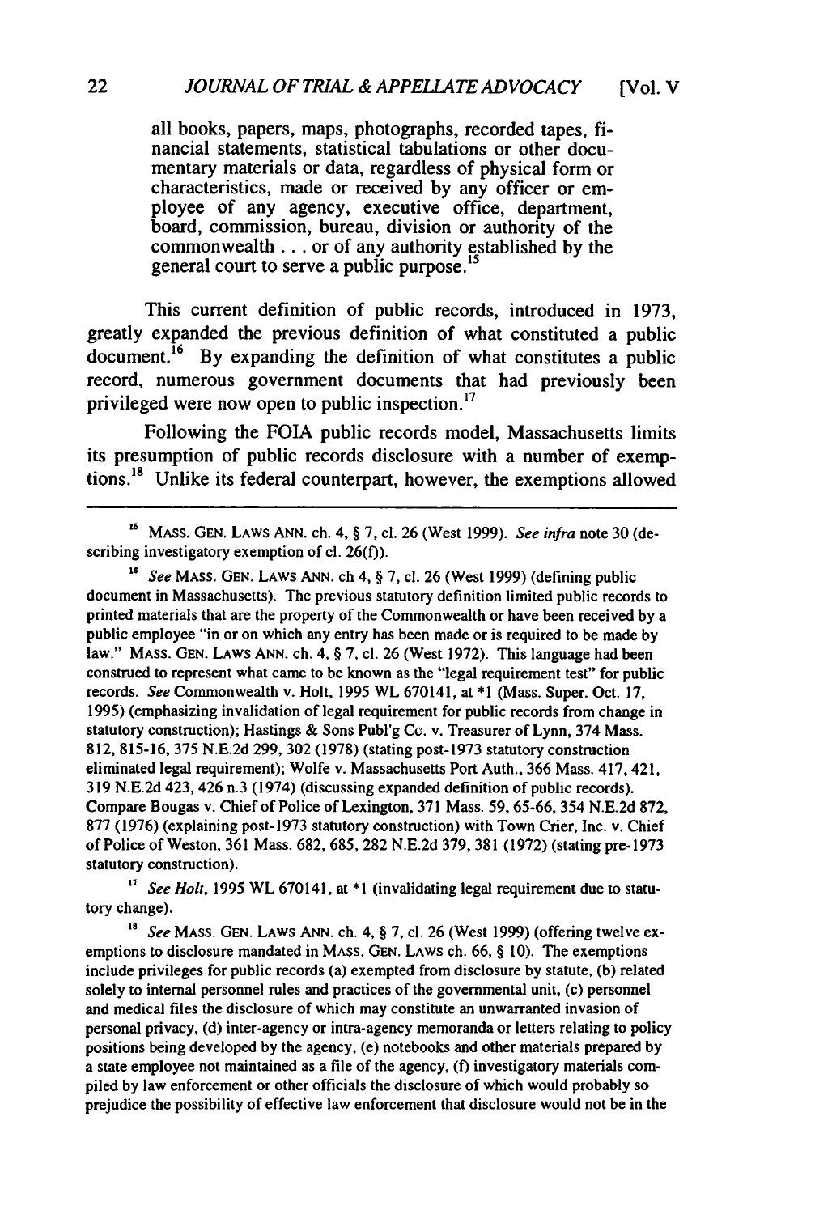all books, papers, maps, photographs, recorded tapes, financial statements, statistical tabulations or other documentary materials or data, regardless of physical form or characteristics, made or received by any officer or employee of any agency, executive office, department, board, commission, bureau, division or authority of the commonwealth . . . or of any authority established by the general court to serve a public purpose.[15]

This current definition of public records, introduced in 1973, greatly expanded the previous definition of what constituted a public document.[16] By expanding the definition of what constitutes a public record, numerous government documents that had previously been privileged were now open to public inspection.[17]

Following the FOIA public records model, Massachusetts limits its presumption of public records disclosure with a number of exemptions.[18] Unlike its federal counterpart, however, the exemptions allowed

---

[15] MASS. GEN. LAWS ANN. ch. 4, § 7, cl. 26 (West 1999). *See infra* note 30 (describing investigatory exemption of cl. 26(f)).

[16] *See* MASS. GEN. LAWS ANN. ch 4, § 7, cl. 26 (West 1999) (defining public document in Massachusetts). The previous statutory definition limited public records to printed materials that are the property of the Commonwealth or have been received by a public employee "in or on which any entry has been made or is required to be made by law." MASS. GEN. LAWS ANN. ch. 4, § 7, cl. 26 (West 1972). This language had been construed to represent what came to be known as the "legal requirement test" for public records. *See* Commonwealth v. Holt, 1995 WL 670141, at *1 (Mass. Super. Oct. 17, 1995) (emphasizing invalidation of legal requirement for public records from change in statutory construction); Hastings & Sons Publ'g Co. v. Treasurer of Lynn, 374 Mass. 812, 815-16, 375 N.E.2d 299, 302 (1978) (stating post-1973 statutory construction eliminated legal requirement); Wolfe v. Massachusetts Port Auth., 366 Mass. 417, 421, 319 N.E.2d 423, 426 n.3 (1974) (discussing expanded definition of public records). Compare Bougas v. Chief of Police of Lexington, 371 Mass. 59, 65-66, 354 N.E.2d 872, 877 (1976) (explaining post-1973 statutory construction) with Town Crier, Inc. v. Chief of Police of Weston, 361 Mass. 682, 685, 282 N.E.2d 379, 381 (1972) (stating pre-1973 statutory construction).

[17] *See Holt*, 1995 WL 670141, at *1 (invalidating legal requirement due to statutory change).

[18] *See* MASS. GEN. LAWS ANN. ch. 4, § 7, cl. 26 (West 1999) (offering twelve exemptions to disclosure mandated in MASS. GEN. LAWS ch. 66, § 10). The exemptions include privileges for public records (a) exempted from disclosure by statute, (b) related solely to internal personnel rules and practices of the governmental unit, (c) personnel and medical files the disclosure of which may constitute an unwarranted invasion of personal privacy, (d) inter-agency or intra-agency memoranda or letters relating to policy positions being developed by the agency, (e) notebooks and other materials prepared by a state employee not maintained as a file of the agency, (f) investigatory materials compiled by law enforcement or other officials the disclosure of which would probably so prejudice the possibility of effective law enforcement that disclosure would not be in the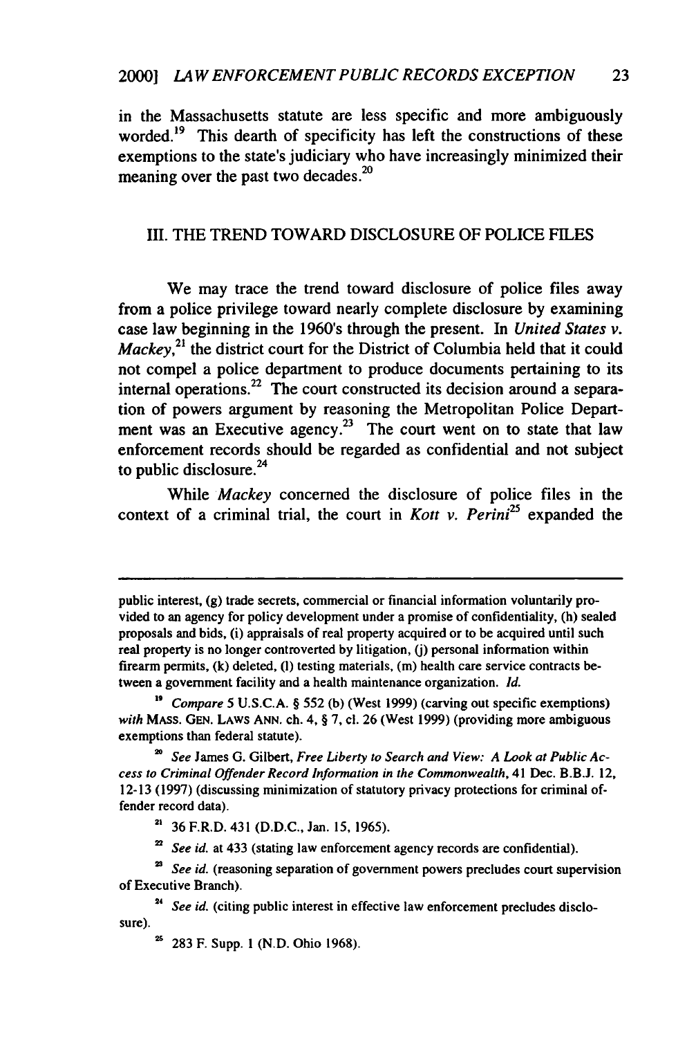in the Massachusetts statute are less specific and more ambiguously worded.[19] This dearth of specificity has left the constructions of these exemptions to the state's judiciary who have increasingly minimized their meaning over the past two decades.[20]

## III. THE TREND TOWARD DISCLOSURE OF POLICE FILES

We may trace the trend toward disclosure of police files away from a police privilege toward nearly complete disclosure by examining case law beginning in the 1960's through the present. In *United States v. Mackey*,[21] the district court for the District of Columbia held that it could not compel a police department to produce documents pertaining to its internal operations.[22] The court constructed its decision around a separation of powers argument by reasoning the Metropolitan Police Department was an Executive agency.[23] The court went on to state that law enforcement records should be regarded as confidential and not subject to public disclosure.[24]

While *Mackey* concerned the disclosure of police files in the context of a criminal trial, the court in *Kott v. Perini*[25] expanded the

---

public interest, (g) trade secrets, commercial or financial information voluntarily provided to an agency for policy development under a promise of confidentiality, (h) sealed proposals and bids, (i) appraisals of real property acquired or to be acquired until such real property is no longer controverted by litigation, (j) personal information within firearm permits, (k) deleted, (l) testing materials, (m) health care service contracts between a government facility and a health maintenance organization. *Id.*

[19] *Compare* 5 U.S.C.A. § 552 (b) (West 1999) (carving out specific exemptions) *with* MASS. GEN. LAWS ANN. ch. 4, § 7, cl. 26 (West 1999) (providing more ambiguous exemptions than federal statute).

[20] *See* James G. Gilbert, *Free Liberty to Search and View: A Look at Public Access to Criminal Offender Record Information in the Commonwealth*, 41 Dec. B.B.J. 12, 12-13 (1997) (discussing minimization of statutory privacy protections for criminal offender record data).

[21] 36 F.R.D. 431 (D.D.C., Jan. 15, 1965).

[22] *See id.* at 433 (stating law enforcement agency records are confidential).

[23] *See id.* (reasoning separation of government powers precludes court supervision of Executive Branch).

[24] *See id.* (citing public interest in effective law enforcement precludes disclosure).

[25] 283 F. Supp. 1 (N.D. Ohio 1968).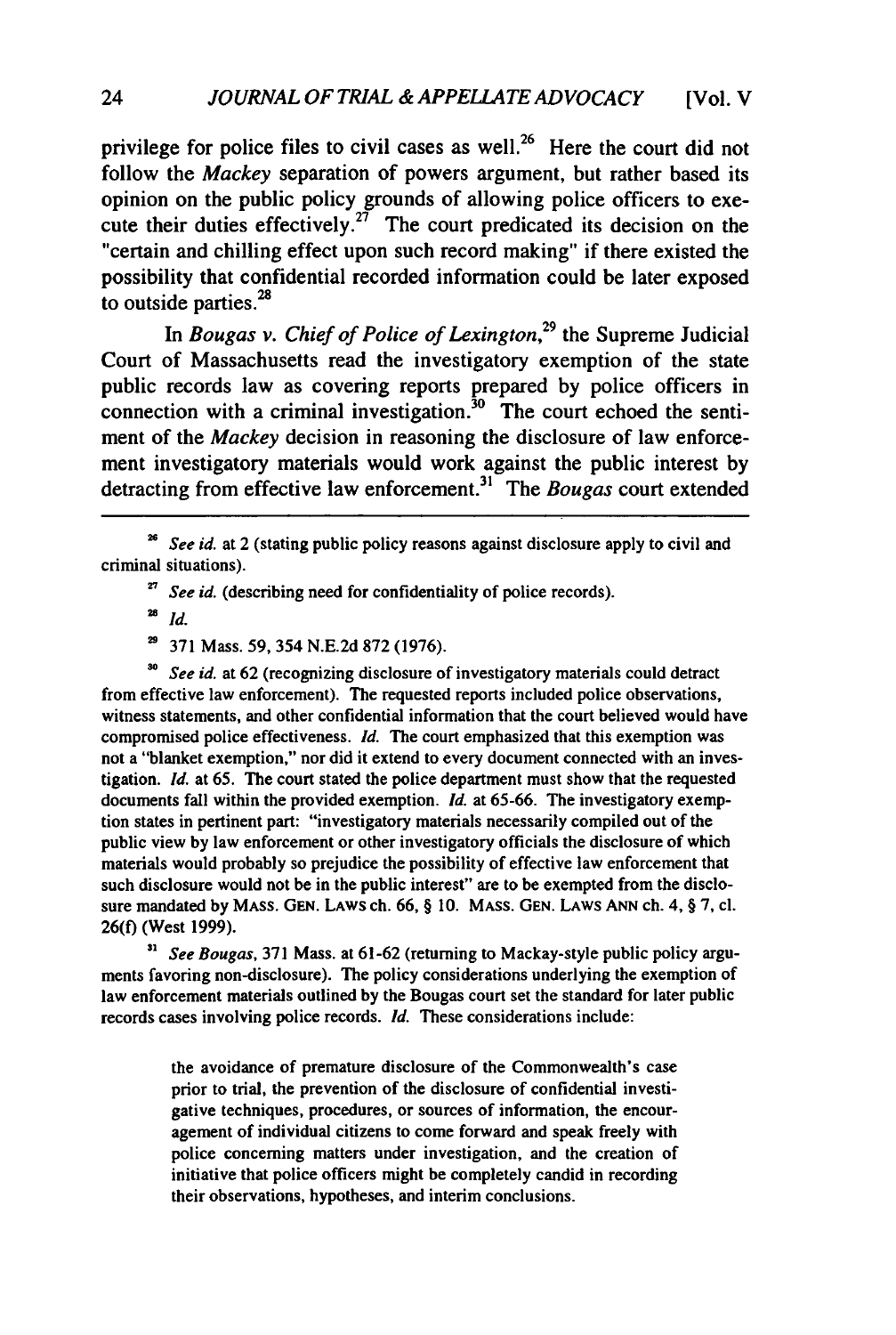privilege for police files to civil cases as well.[26] Here the court did not follow the *Mackey* separation of powers argument, but rather based its opinion on the public policy grounds of allowing police officers to execute their duties effectively.[27] The court predicated its decision on the "certain and chilling effect upon such record making" if there existed the possibility that confidential recorded information could be later exposed to outside parties.[28]

In *Bougas v. Chief of Police of Lexington*,[29] the Supreme Judicial Court of Massachusetts read the investigatory exemption of the state public records law as covering reports prepared by police officers in connection with a criminal investigation.[30] The court echoed the sentiment of the *Mackey* decision in reasoning the disclosure of law enforcement investigatory materials would work against the public interest by detracting from effective law enforcement.[31] The *Bougas* court extended

---

[26] *See id.* at 2 (stating public policy reasons against disclosure apply to civil and criminal situations).

[27] *See id.* (describing need for confidentiality of police records).

[28] *Id.*

[29] 371 Mass. 59, 354 N.E.2d 872 (1976).

[30] *See id.* at 62 (recognizing disclosure of investigatory materials could detract from effective law enforcement). The requested reports included police observations, witness statements, and other confidential information that the court believed would have compromised police effectiveness. *Id.* The court emphasized that this exemption was not a "blanket exemption," nor did it extend to every document connected with an investigation. *Id.* at 65. The court stated the police department must show that the requested documents fall within the provided exemption. *Id.* at 65-66. The investigatory exemption states in pertinent part: "investigatory materials necessarily compiled out of the public view by law enforcement or other investigatory officials the disclosure of which materials would probably so prejudice the possibility of effective law enforcement that such disclosure would not be in the public interest" are to be exempted from the disclosure mandated by MASS. GEN. LAWS ch. 66, § 10. MASS. GEN. LAWS ANN ch. 4, § 7, cl. 26(f) (West 1999).

[31] *See Bougas*, 371 Mass. at 61-62 (returning to Mackay-style public policy arguments favoring non-disclosure). The policy considerations underlying the exemption of law enforcement materials outlined by the Bougas court set the standard for later public records cases involving police records. *Id.* These considerations include:

> the avoidance of premature disclosure of the Commonwealth's case prior to trial, the prevention of the disclosure of confidential investigative techniques, procedures, or sources of information, the encouragement of individual citizens to come forward and speak freely with police concerning matters under investigation, and the creation of initiative that police officers might be completely candid in recording their observations, hypotheses, and interim conclusions.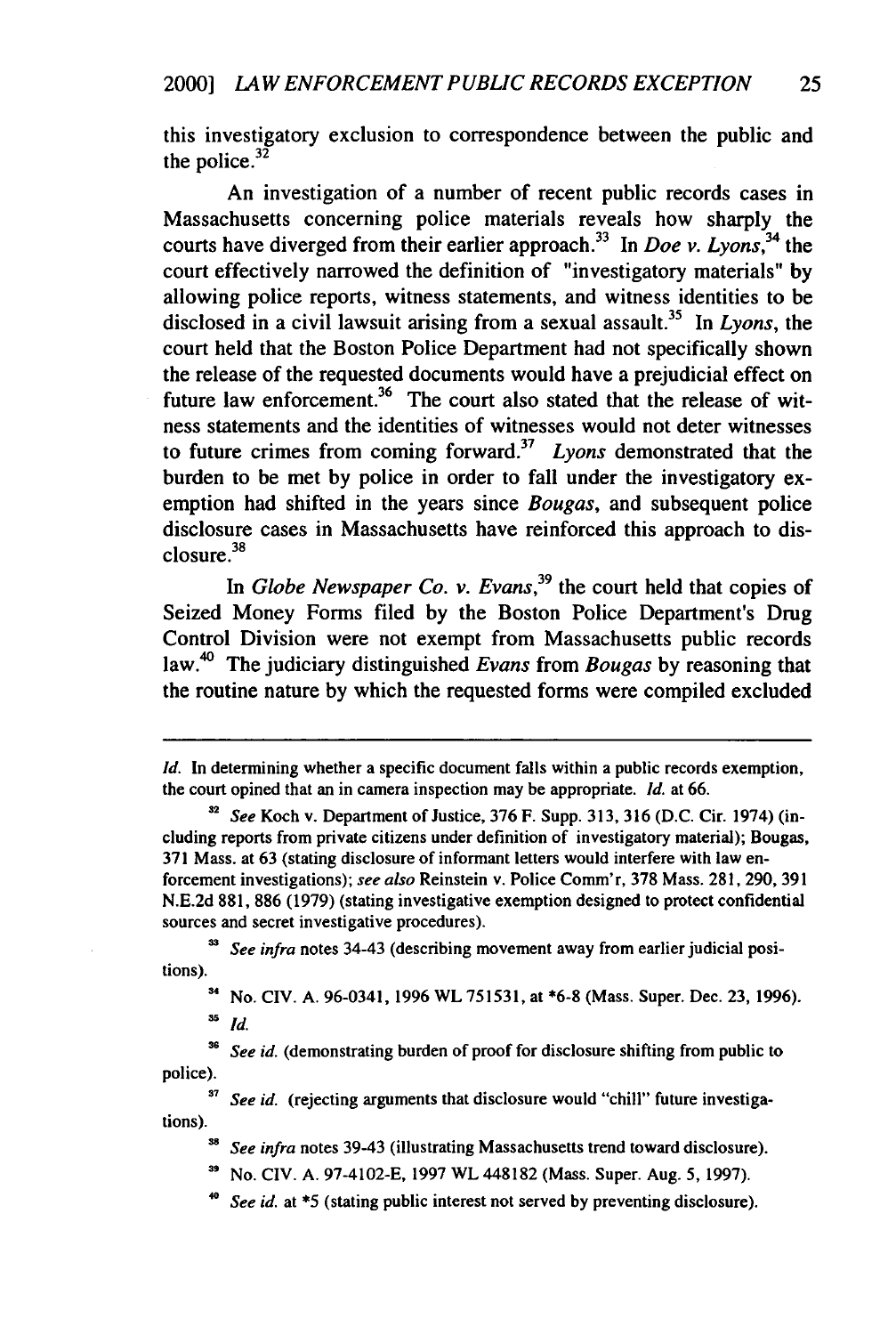this investigatory exclusion to correspondence between the public and the police.[32]

An investigation of a number of recent public records cases in Massachusetts concerning police materials reveals how sharply the courts have diverged from their earlier approach.[33] In *Doe v. Lyons*,[34] the court effectively narrowed the definition of "investigatory materials" by allowing police reports, witness statements, and witness identities to be disclosed in a civil lawsuit arising from a sexual assault.[35] In *Lyons*, the court held that the Boston Police Department had not specifically shown the release of the requested documents would have a prejudicial effect on future law enforcement.[36] The court also stated that the release of witness statements and the identities of witnesses would not deter witnesses to future crimes from coming forward.[37] *Lyons* demonstrated that the burden to be met by police in order to fall under the investigatory exemption had shifted in the years since *Bougas*, and subsequent police disclosure cases in Massachusetts have reinforced this approach to disclosure.[38]

In *Globe Newspaper Co. v. Evans*,[39] the court held that copies of Seized Money Forms filed by the Boston Police Department's Drug Control Division were not exempt from Massachusetts public records law.[40] The judiciary distinguished *Evans* from *Bougas* by reasoning that the routine nature by which the requested forms were compiled excluded

---

*Id.* In determining whether a specific document falls within a public records exemption, the court opined that an in camera inspection may be appropriate. *Id.* at 66.

[32] *See* Koch v. Department of Justice, 376 F. Supp. 313, 316 (D.C. Cir. 1974) (including reports from private citizens under definition of investigatory material); Bougas, 371 Mass. at 63 (stating disclosure of informant letters would interfere with law enforcement investigations); *see also* Reinstein v. Police Comm'r, 378 Mass. 281, 290, 391 N.E.2d 881, 886 (1979) (stating investigative exemption designed to protect confidential sources and secret investigative procedures).

[33] *See infra* notes 34-43 (describing movement away from earlier judicial positions).

[34] No. CIV. A. 96-0341, 1996 WL 751531, at *6-8 (Mass. Super. Dec. 23, 1996).

[35] *Id.*

[36] *See id.* (demonstrating burden of proof for disclosure shifting from public to police).

[37] *See id.* (rejecting arguments that disclosure would "chill" future investigations).

[38] *See infra* notes 39-43 (illustrating Massachusetts trend toward disclosure).

[39] No. CIV. A. 97-4102-E, 1997 WL 448182 (Mass. Super. Aug. 5, 1997).

[40] *See id.* at *5 (stating public interest not served by preventing disclosure).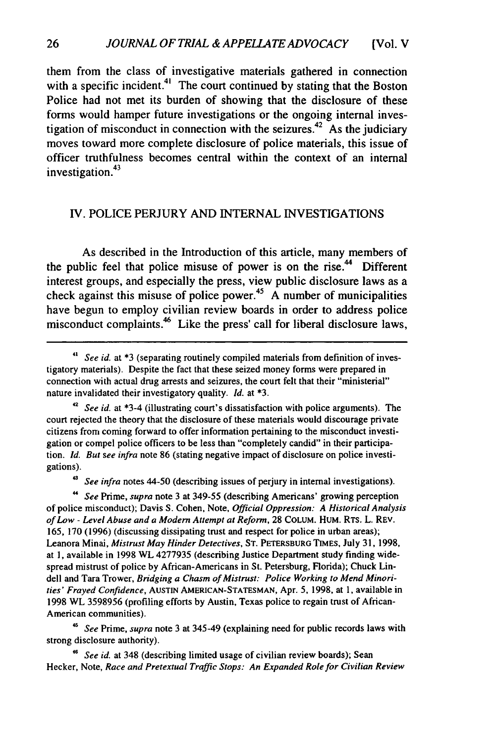them from the class of investigative materials gathered in connection with a specific incident.[41] The court continued by stating that the Boston Police had not met its burden of showing that the disclosure of these forms would hamper future investigations or the ongoing internal investigation of misconduct in connection with the seizures.[42] As the judiciary moves toward more complete disclosure of police materials, this issue of officer truthfulness becomes central within the context of an internal investigation.[43]

## IV. POLICE PERJURY AND INTERNAL INVESTIGATIONS

As described in the Introduction of this article, many members of the public feel that police misuse of power is on the rise.[44] Different interest groups, and especially the press, view public disclosure laws as a check against this misuse of police power.[45] A number of municipalities have begun to employ civilian review boards in order to address police misconduct complaints.[46] Like the press' call for liberal disclosure laws,

---

[41] *See id.* at *3 (separating routinely compiled materials from definition of investigatory materials). Despite the fact that these seized money forms were prepared in connection with actual drug arrests and seizures, the court felt that their "ministerial" nature invalidated their investigatory quality. *Id.* at *3.

[42] *See id.* at *3-4 (illustrating court's dissatisfaction with police arguments). The court rejected the theory that the disclosure of these materials would discourage private citizens from coming forward to offer information pertaining to the misconduct investigation or compel police officers to be less than "completely candid" in their participation. *Id. But see infra* note 86 (stating negative impact of disclosure on police investigations).

[43] *See infra* notes 44-50 (describing issues of perjury in internal investigations).

[44] *See* Prime, *supra* note 3 at 349-55 (describing Americans' growing perception of police misconduct); Davis S. Cohen, Note, *Official Oppression: A Historical Analysis of Low - Level Abuse and a Modern Attempt at Reform*, 28 COLUM. HUM. RTS. L. REV. 165, 170 (1996) (discussing dissipating trust and respect for police in urban areas); Leanora Minai, *Mistrust May Hinder Detectives*, ST. PETERSBURG TIMES, July 31, 1998, at 1, available in 1998 WL 4277935 (describing Justice Department study finding widespread mistrust of police by African-Americans in St. Petersburg, Florida); Chuck Lindell and Tara Trower, *Bridging a Chasm of Mistrust: Police Working to Mend Minorities' Frayed Confidence*, AUSTIN AMERICAN-STATESMAN, Apr. 5, 1998, at 1, available in 1998 WL 3598956 (profiling efforts by Austin, Texas police to regain trust of African-American communities).

[45] *See* Prime, *supra* note 3 at 345-49 (explaining need for public records laws with strong disclosure authority).

[46] *See id.* at 348 (describing limited usage of civilian review boards); Sean Hecker, Note, *Race and Pretextual Traffic Stops: An Expanded Role for Civilian Review*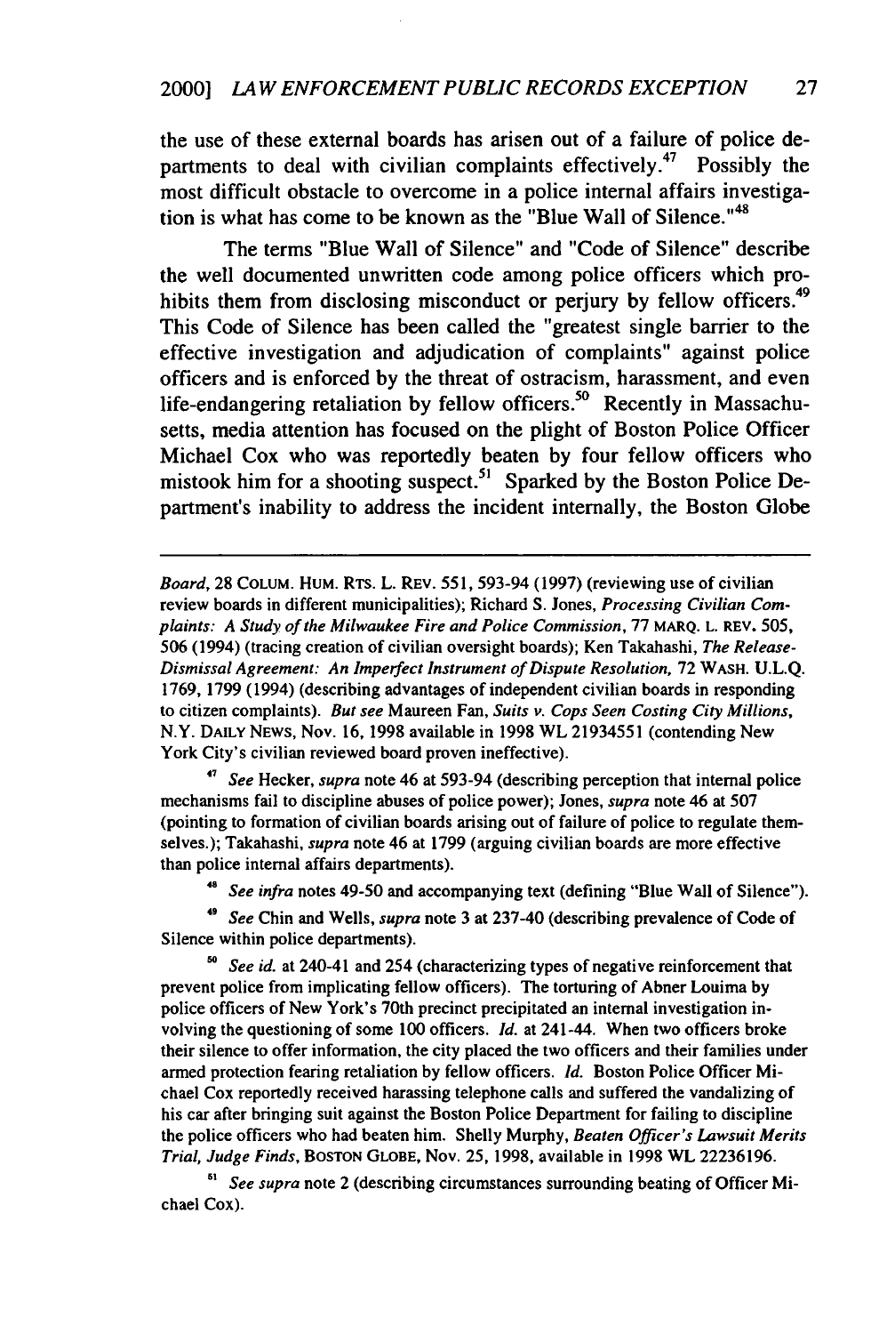the use of these external boards has arisen out of a failure of police departments to deal with civilian complaints effectively.[47] Possibly the most difficult obstacle to overcome in a police internal affairs investigation is what has come to be known as the "Blue Wall of Silence."[48]

The terms "Blue Wall of Silence" and "Code of Silence" describe the well documented unwritten code among police officers which prohibits them from disclosing misconduct or perjury by fellow officers.[49] This Code of Silence has been called the "greatest single barrier to the effective investigation and adjudication of complaints" against police officers and is enforced by the threat of ostracism, harassment, and even life-endangering retaliation by fellow officers.[50] Recently in Massachusetts, media attention has focused on the plight of Boston Police Officer Michael Cox who was reportedly beaten by four fellow officers who mistook him for a shooting suspect.[51] Sparked by the Boston Police Department's inability to address the incident internally, the Boston Globe

---

*Board*, 28 COLUM. HUM. RTS. L. REV. 551, 593-94 (1997) (reviewing use of civilian review boards in different municipalities); Richard S. Jones, *Processing Civilian Complaints: A Study of the Milwaukee Fire and Police Commission*, 77 MARQ. L. REV. 505, 506 (1994) (tracing creation of civilian oversight boards); Ken Takahashi, *The Release-Dismissal Agreement: An Imperfect Instrument of Dispute Resolution*, 72 WASH. U.L.Q. 1769, 1799 (1994) (describing advantages of independent civilian boards in responding to citizen complaints). *But see* Maureen Fan, *Suits v. Cops Seen Costing City Millions*, N.Y. DAILY NEWS, Nov. 16, 1998 available in 1998 WL 21934551 (contending New York City's civilian reviewed board proven ineffective).

[47] *See* Hecker, *supra* note 46 at 593-94 (describing perception that internal police mechanisms fail to discipline abuses of police power); Jones, *supra* note 46 at 507 (pointing to formation of civilian boards arising out of failure of police to regulate themselves.); Takahashi, *supra* note 46 at 1799 (arguing civilian boards are more effective than police internal affairs departments).

[48] *See infra* notes 49-50 and accompanying text (defining "Blue Wall of Silence").

[49] *See* Chin and Wells, *supra* note 3 at 237-40 (describing prevalence of Code of Silence within police departments).

[50] *See id.* at 240-41 and 254 (characterizing types of negative reinforcement that prevent police from implicating fellow officers). The torturing of Abner Louima by police officers of New York's 70th precinct precipitated an internal investigation involving the questioning of some 100 officers. *Id.* at 241-44. When two officers broke their silence to offer information, the city placed the two officers and their families under armed protection fearing retaliation by fellow officers. *Id.* Boston Police Officer Michael Cox reportedly received harassing telephone calls and suffered the vandalizing of his car after bringing suit against the Boston Police Department for failing to discipline the police officers who had beaten him. Shelly Murphy, *Beaten Officer's Lawsuit Merits Trial, Judge Finds*, BOSTON GLOBE, Nov. 25, 1998, available in 1998 WL 22236196.

[51] *See supra* note 2 (describing circumstances surrounding beating of Officer Michael Cox).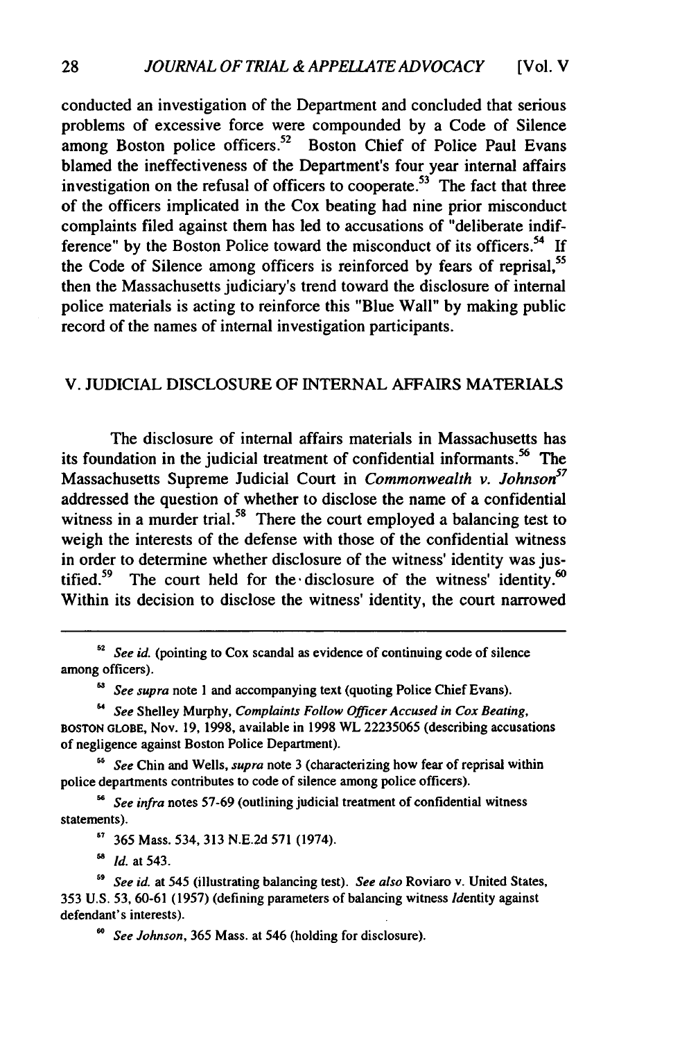conducted an investigation of the Department and concluded that serious problems of excessive force were compounded by a Code of Silence among Boston police officers.[52] Boston Chief of Police Paul Evans blamed the ineffectiveness of the Department's four year internal affairs investigation on the refusal of officers to cooperate.[53] The fact that three of the officers implicated in the Cox beating had nine prior misconduct complaints filed against them has led to accusations of "deliberate indifference" by the Boston Police toward the misconduct of its officers.[54] If the Code of Silence among officers is reinforced by fears of reprisal,[55] then the Massachusetts judiciary's trend toward the disclosure of internal police materials is acting to reinforce this "Blue Wall" by making public record of the names of internal investigation participants.

## V. JUDICIAL DISCLOSURE OF INTERNAL AFFAIRS MATERIALS

The disclosure of internal affairs materials in Massachusetts has its foundation in the judicial treatment of confidential informants.[56] The Massachusetts Supreme Judicial Court in *Commonwealth v. Johnson*[57] addressed the question of whether to disclose the name of a confidential witness in a murder trial.[58] There the court employed a balancing test to weigh the interests of the defense with those of the confidential witness in order to determine whether disclosure of the witness' identity was justified.[59] The court held for the disclosure of the witness' identity.[60] Within its decision to disclose the witness' identity, the court narrowed

---

[52] *See id.* (pointing to Cox scandal as evidence of continuing code of silence among officers).

[53] *See supra* note 1 and accompanying text (quoting Police Chief Evans).

[54] *See* Shelley Murphy, *Complaints Follow Officer Accused in Cox Beating*, BOSTON GLOBE, Nov. 19, 1998, available in 1998 WL 22235065 (describing accusations of negligence against Boston Police Department).

[55] *See* Chin and Wells, *supra* note 3 (characterizing how fear of reprisal within police departments contributes to code of silence among police officers).

[56] *See infra* notes 57-69 (outlining judicial treatment of confidential witness statements).

[57] 365 Mass. 534, 313 N.E.2d 571 (1974).

[58] *Id.* at 543.

[59] *See id.* at 545 (illustrating balancing test). *See also* Roviaro v. United States, 353 U.S. 53, 60-61 (1957) (defining parameters of balancing witness identity against defendant's interests).

[60] *See Johnson*, 365 Mass. at 546 (holding for disclosure).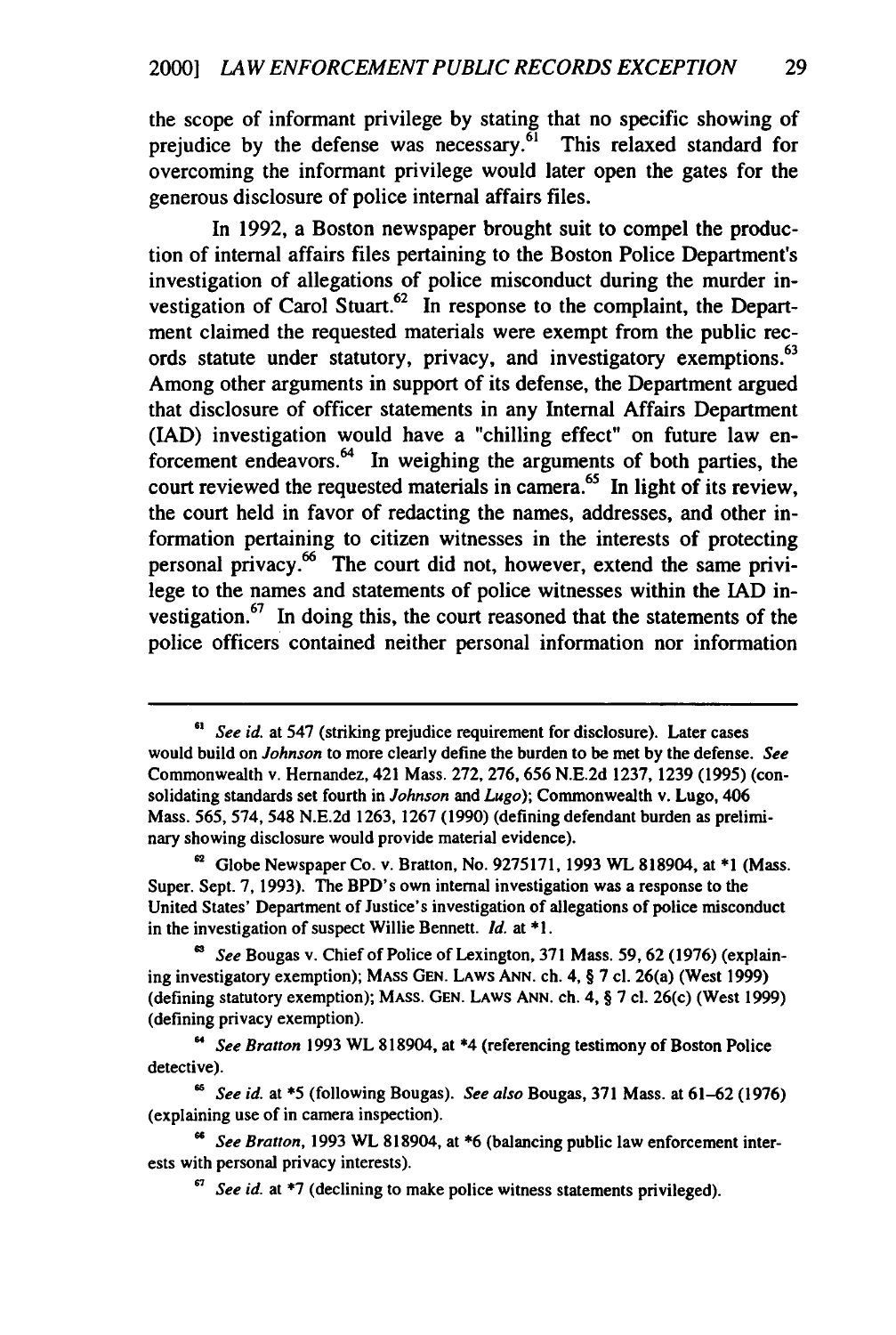the scope of informant privilege by stating that no specific showing of prejudice by the defense was necessary.[61] This relaxed standard for overcoming the informant privilege would later open the gates for the generous disclosure of police internal affairs files.

In 1992, a Boston newspaper brought suit to compel the production of internal affairs files pertaining to the Boston Police Department's investigation of allegations of police misconduct during the murder investigation of Carol Stuart.[62] In response to the complaint, the Department claimed the requested materials were exempt from the public records statute under statutory, privacy, and investigatory exemptions.[63] Among other arguments in support of its defense, the Department argued that disclosure of officer statements in any Internal Affairs Department (IAD) investigation would have a "chilling effect" on future law enforcement endeavors.[64] In weighing the arguments of both parties, the court reviewed the requested materials in camera.[65] In light of its review, the court held in favor of redacting the names, addresses, and other information pertaining to citizen witnesses in the interests of protecting personal privacy.[66] The court did not, however, extend the same privilege to the names and statements of police witnesses within the IAD investigation.[67] In doing this, the court reasoned that the statements of the police officers contained neither personal information nor information

---

[61] *See id.* at 547 (striking prejudice requirement for disclosure). Later cases would build on *Johnson* to more clearly define the burden to be met by the defense. *See* Commonwealth v. Hernandez, 421 Mass. 272, 276, 656 N.E.2d 1237, 1239 (1995) (consolidating standards set fourth in *Johnson* and *Lugo*); Commonwealth v. Lugo, 406 Mass. 565, 574, 548 N.E.2d 1263, 1267 (1990) (defining defendant burden as preliminary showing disclosure would provide material evidence).

[62] Globe Newspaper Co. v. Bratton, No. 9275171, 1993 WL 818904, at *1 (Mass. Super. Sept. 7, 1993). The BPD's own internal investigation was a response to the United States' Department of Justice's investigation of allegations of police misconduct in the investigation of suspect Willie Bennett. *Id.* at *1.

[63] *See* Bougas v. Chief of Police of Lexington, 371 Mass. 59, 62 (1976) (explaining investigatory exemption); MASS GEN. LAWS ANN. ch. 4, § 7 cl. 26(a) (West 1999) (defining statutory exemption); MASS. GEN. LAWS ANN. ch. 4, § 7 cl. 26(c) (West 1999) (defining privacy exemption).

[64] *See Bratton* 1993 WL 818904, at *4 (referencing testimony of Boston Police detective).

[65] *See id.* at *5 (following Bougas). *See also* Bougas, 371 Mass. at 61–62 (1976) (explaining use of in camera inspection).

[66] *See Bratton*, 1993 WL 818904, at *6 (balancing public law enforcement interests with personal privacy interests).

[67] *See id.* at *7 (declining to make police witness statements privileged).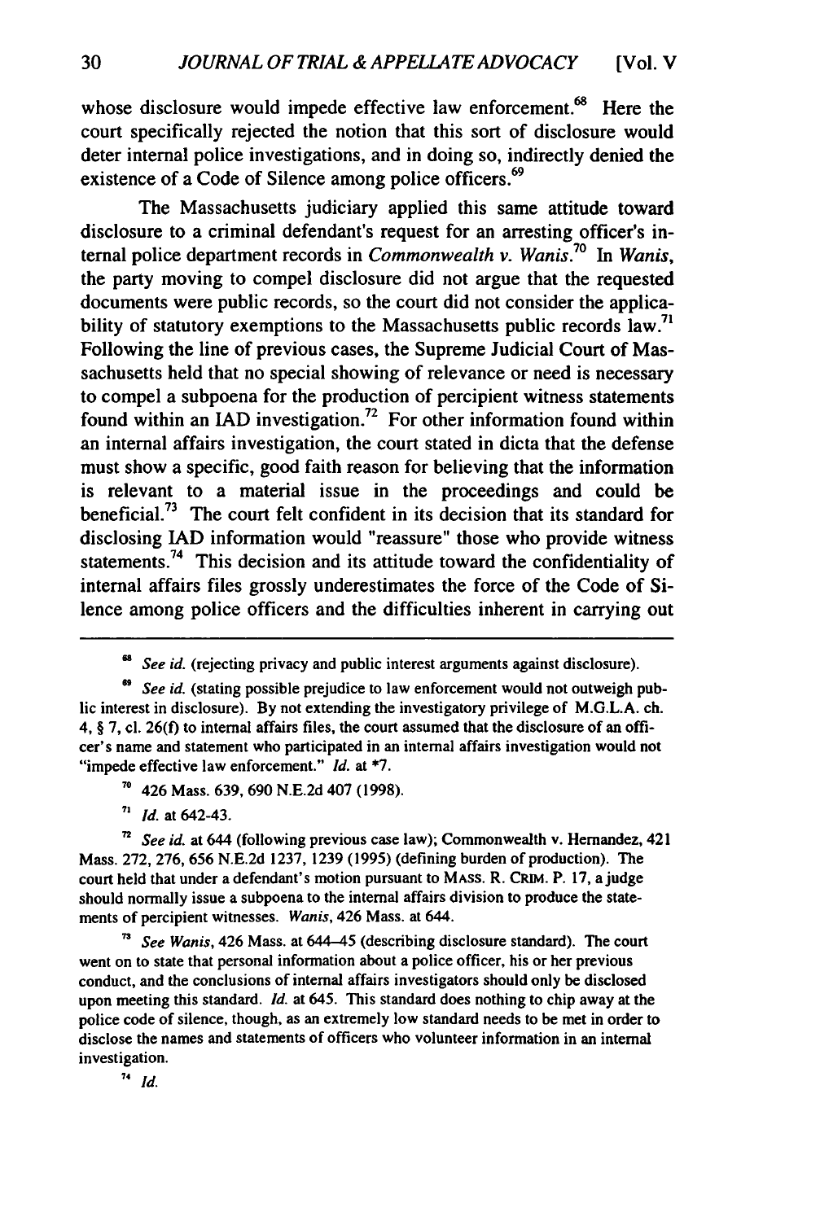whose disclosure would impede effective law enforcement.[68] Here the court specifically rejected the notion that this sort of disclosure would deter internal police investigations, and in doing so, indirectly denied the existence of a Code of Silence among police officers.[69]

The Massachusetts judiciary applied this same attitude toward disclosure to a criminal defendant's request for an arresting officer's internal police department records in *Commonwealth v. Wanis*.[70] In *Wanis*, the party moving to compel disclosure did not argue that the requested documents were public records, so the court did not consider the applicability of statutory exemptions to the Massachusetts public records law.[71] Following the line of previous cases, the Supreme Judicial Court of Massachusetts held that no special showing of relevance or need is necessary to compel a subpoena for the production of percipient witness statements found within an IAD investigation.[72] For other information found within an internal affairs investigation, the court stated in dicta that the defense must show a specific, good faith reason for believing that the information is relevant to a material issue in the proceedings and could be beneficial.[73] The court felt confident in its decision that its standard for disclosing IAD information would "reassure" those who provide witness statements.[74] This decision and its attitude toward the confidentiality of internal affairs files grossly underestimates the force of the Code of Silence among police officers and the difficulties inherent in carrying out

---

[68] *See id.* (rejecting privacy and public interest arguments against disclosure).

[69] *See id.* (stating possible prejudice to law enforcement would not outweigh public interest in disclosure). By not extending the investigatory privilege of M.G.L.A. ch. 4, § 7, cl. 26(f) to internal affairs files, the court assumed that the disclosure of an officer's name and statement who participated in an internal affairs investigation would not "impede effective law enforcement." *Id.* at *7.

[70] 426 Mass. 639, 690 N.E.2d 407 (1998).

[71] *Id.* at 642-43.

[72] *See id.* at 644 (following previous case law); Commonwealth v. Hernandez, 421 Mass. 272, 276, 656 N.E.2d 1237, 1239 (1995) (defining burden of production). The court held that under a defendant's motion pursuant to MASS. R. CRIM. P. 17, a judge should normally issue a subpoena to the internal affairs division to produce the statements of percipient witnesses. *Wanis*, 426 Mass. at 644.

[73] *See Wanis*, 426 Mass. at 644-45 (describing disclosure standard). The court went on to state that personal information about a police officer, his or her previous conduct, and the conclusions of internal affairs investigators should only be disclosed upon meeting this standard. *Id.* at 645. This standard does nothing to chip away at the police code of silence, though, as an extremely low standard needs to be met in order to disclose the names and statements of officers who volunteer information in an internal investigation.

[74] *Id.*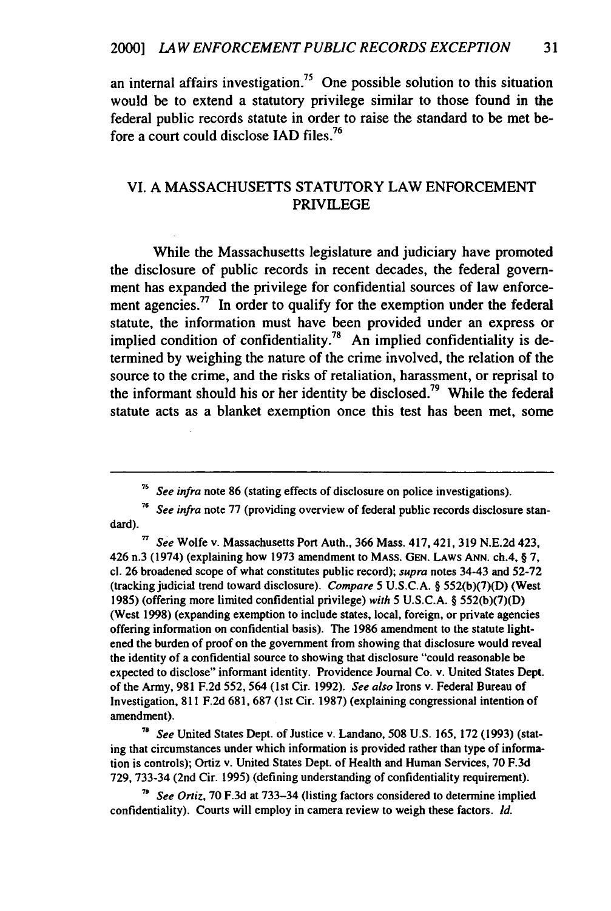an internal affairs investigation.[75] One possible solution to this situation would be to extend a statutory privilege similar to those found in the federal public records statute in order to raise the standard to be met before a court could disclose IAD files.[76]

## VI. A MASSACHUSETTS STATUTORY LAW ENFORCEMENT PRIVILEGE

While the Massachusetts legislature and judiciary have promoted the disclosure of public records in recent decades, the federal government has expanded the privilege for confidential sources of law enforcement agencies.[77] In order to qualify for the exemption under the federal statute, the information must have been provided under an express or implied condition of confidentiality.[78] An implied confidentiality is determined by weighing the nature of the crime involved, the relation of the source to the crime, and the risks of retaliation, harassment, or reprisal to the informant should his or her identity be disclosed.[79] While the federal statute acts as a blanket exemption once this test has been met, some

---

[75] *See infra* note 86 (stating effects of disclosure on police investigations).

[76] *See infra* note 77 (providing overview of federal public records disclosure standard).

[77] *See* Wolfe v. Massachusetts Port Auth., 366 Mass. 417, 421, 319 N.E.2d 423, 426 n.3 (1974) (explaining how 1973 amendment to MASS. GEN. LAWS ANN. ch.4, § 7, cl. 26 broadened scope of what constitutes public record); *supra* notes 34-43 and 52-72 (tracking judicial trend toward disclosure). *Compare* 5 U.S.C.A. § 552(b)(7)(D) (West 1985) (offering more limited confidential privilege) *with* 5 U.S.C.A. § 552(b)(7)(D) (West 1998) (expanding exemption to include states, local, foreign, or private agencies offering information on confidential basis). The 1986 amendment to the statute lightened the burden of proof on the government from showing that disclosure would reveal the identity of a confidential source to showing that disclosure "could reasonable be expected to disclose" informant identity. Providence Journal Co. v. United States Dept. of the Army, 981 F.2d 552, 564 (1st Cir. 1992). *See also* Irons v. Federal Bureau of Investigation, 811 F.2d 681, 687 (1st Cir. 1987) (explaining congressional intention of amendment).

[78] *See* United States Dept. of Justice v. Landano, 508 U.S. 165, 172 (1993) (stating that circumstances under which information is provided rather than type of information is controls); Ortiz v. United States Dept. of Health and Human Services, 70 F.3d 729, 733-34 (2nd Cir. 1995) (defining understanding of confidentiality requirement).

[79] *See Ortiz*, 70 F.3d at 733-34 (listing factors considered to determine implied confidentiality). Courts will employ in camera review to weigh these factors. *Id.*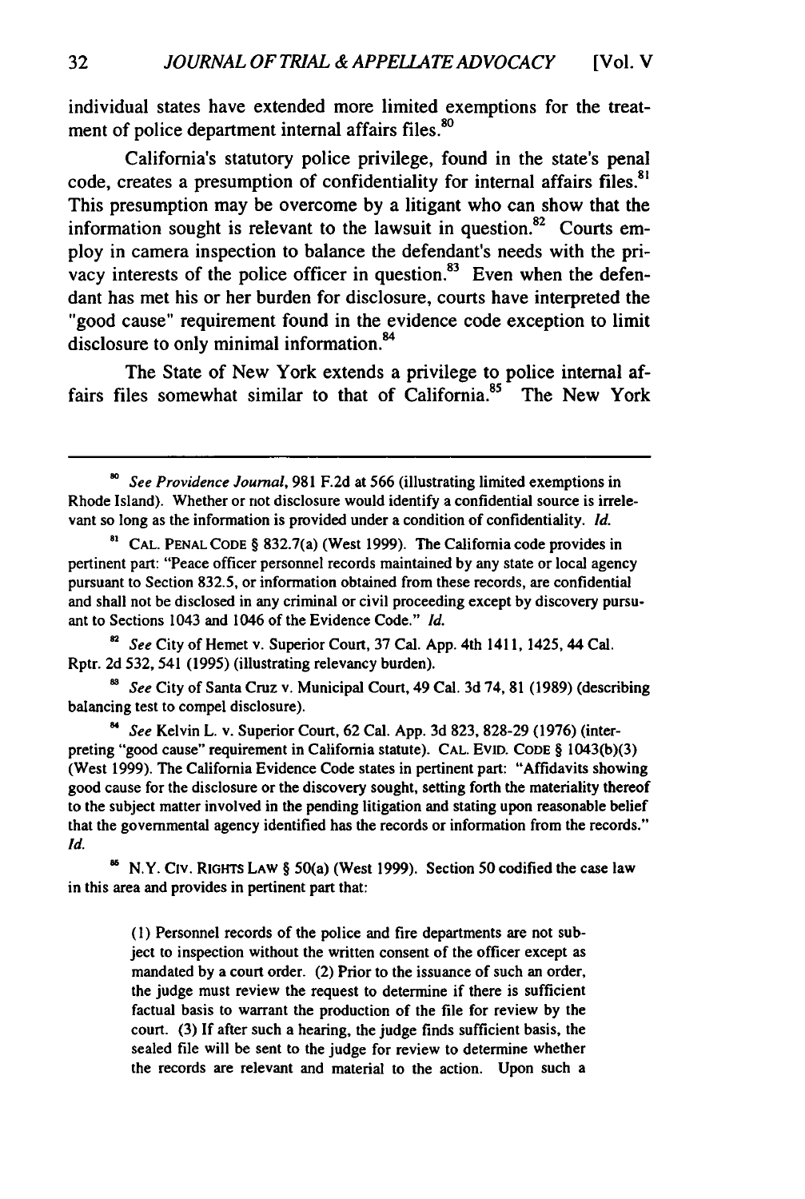individual states have extended more limited exemptions for the treatment of police department internal affairs files.[80]

California's statutory police privilege, found in the state's penal code, creates a presumption of confidentiality for internal affairs files.[81] This presumption may be overcome by a litigant who can show that the information sought is relevant to the lawsuit in question.[82] Courts employ in camera inspection to balance the defendant's needs with the privacy interests of the police officer in question.[83] Even when the defendant has met his or her burden for disclosure, courts have interpreted the "good cause" requirement found in the evidence code exception to limit disclosure to only minimal information.[84]

The State of New York extends a privilege to police internal affairs files somewhat similar to that of California.[85] The New York

---

[80] *See Providence Journal*, 981 F.2d at 566 (illustrating limited exemptions in Rhode Island). Whether or not disclosure would identify a confidential source is irrelevant so long as the information is provided under a condition of confidentiality. *Id.*

[81] CAL. PENAL CODE § 832.7(a) (West 1999). The California code provides in pertinent part: "Peace officer personnel records maintained by any state or local agency pursuant to Section 832.5, or information obtained from these records, are confidential and shall not be disclosed in any criminal or civil proceeding except by discovery pursuant to Sections 1043 and 1046 of the Evidence Code." *Id.*

[82] *See* City of Hemet v. Superior Court, 37 Cal. App. 4th 1411, 1425, 44 Cal. Rptr. 2d 532, 541 (1995) (illustrating relevancy burden).

[83] *See* City of Santa Cruz v. Municipal Court, 49 Cal. 3d 74, 81 (1989) (describing balancing test to compel disclosure).

[84] *See* Kelvin L. v. Superior Court, 62 Cal. App. 3d 823, 828-29 (1976) (interpreting "good cause" requirement in California statute). CAL. EVID. CODE § 1043(b)(3) (West 1999). The California Evidence Code states in pertinent part: "Affidavits showing good cause for the disclosure or the discovery sought, setting forth the materiality thereof to the subject matter involved in the pending litigation and stating upon reasonable belief that the governmental agency identified has the records or information from the records." *Id.*

[85] N.Y. CIV. RIGHTS LAW § 50(a) (West 1999). Section 50 codified the case law in this area and provides in pertinent part that:

> (1) Personnel records of the police and fire departments are not subject to inspection without the written consent of the officer except as mandated by a court order. (2) Prior to the issuance of such an order, the judge must review the request to determine if there is sufficient factual basis to warrant the production of the file for review by the court. (3) If after such a hearing, the judge finds sufficient basis, the sealed file will be sent to the judge for review to determine whether the records are relevant and material to the action. Upon such a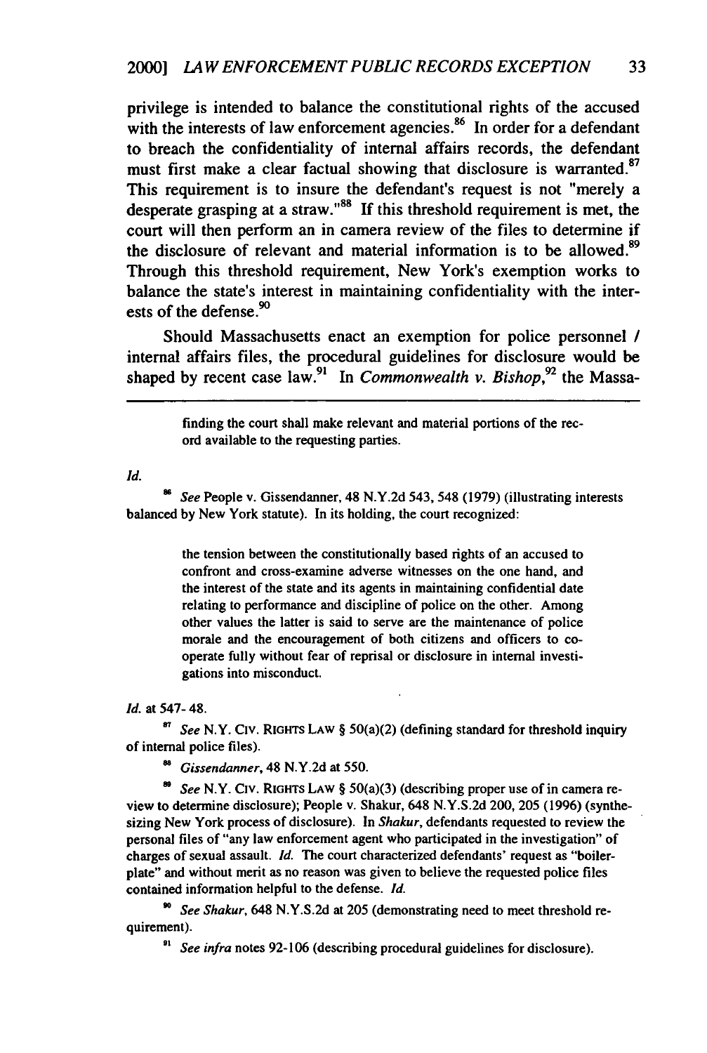privilege is intended to balance the constitutional rights of the accused with the interests of law enforcement agencies.[86] In order for a defendant to breach the confidentiality of internal affairs records, the defendant must first make a clear factual showing that disclosure is warranted.[87] This requirement is to insure the defendant's request is not "merely a desperate grasping at a straw."[88] If this threshold requirement is met, the court will then perform an in camera review of the files to determine if the disclosure of relevant and material information is to be allowed.[89] Through this threshold requirement, New York's exemption works to balance the state's interest in maintaining confidentiality with the interests of the defense.[90]

Should Massachusetts enact an exemption for police personnel / internal affairs files, the procedural guidelines for disclosure would be shaped by recent case law.[91] In *Commonwealth v. Bishop*,[92] the Massa-

---

> finding the court shall make relevant and material portions of the record available to the requesting parties.

*Id.*

[86] *See* People v. Gissendanner, 48 N.Y.2d 543, 548 (1979) (illustrating interests balanced by New York statute). In its holding, the court recognized:

> the tension between the constitutionally based rights of an accused to confront and cross-examine adverse witnesses on the one hand, and the interest of the state and its agents in maintaining confidential date relating to performance and discipline of police on the other. Among other values the latter is said to serve are the maintenance of police morale and the encouragement of both citizens and officers to cooperate fully without fear of reprisal or disclosure in internal investigations into misconduct.

*Id.* at 547-48.

[87] *See* N.Y. CIV. RIGHTS LAW § 50(a)(2) (defining standard for threshold inquiry of internal police files).

[88] *Gissendanner*, 48 N.Y.2d at 550.

[89] *See* N.Y. CIV. RIGHTS LAW § 50(a)(3) (describing proper use of in camera review to determine disclosure); People v. Shakur, 648 N.Y.S.2d 200, 205 (1996) (synthesizing New York process of disclosure). In *Shakur*, defendants requested to review the personal files of "any law enforcement agent who participated in the investigation" of charges of sexual assault. *Id.* The court characterized defendants' request as "boilerplate" and without merit as no reason was given to believe the requested police files contained information helpful to the defense. *Id.*

[90] *See Shakur*, 648 N.Y.S.2d at 205 (demonstrating need to meet threshold requirement).

[91] *See infra* notes 92-106 (describing procedural guidelines for disclosure).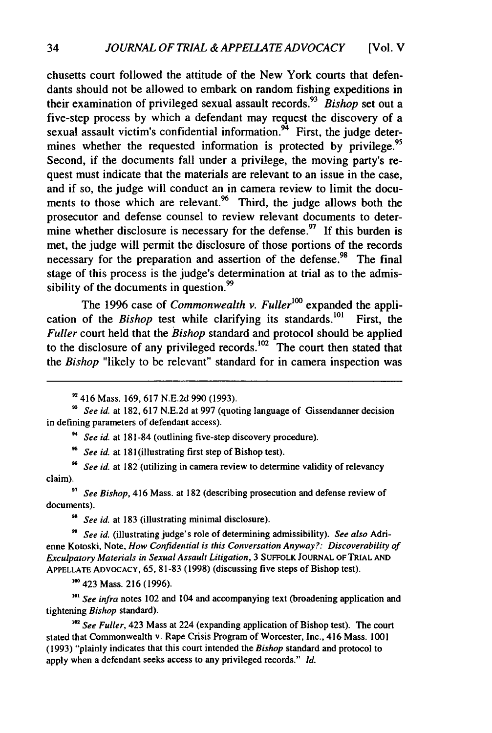chusetts court followed the attitude of the New York courts that defendants should not be allowed to embark on random fishing expeditions in their examination of privileged sexual assault records.[93] *Bishop* set out a five-step process by which a defendant may request the discovery of a sexual assault victim's confidential information.[94] First, the judge determines whether the requested information is protected by privilege.[95] Second, if the documents fall under a privilege, the moving party's request must indicate that the materials are relevant to an issue in the case, and if so, the judge will conduct an in camera review to limit the documents to those which are relevant.[96] Third, the judge allows both the prosecutor and defense counsel to review relevant documents to determine whether disclosure is necessary for the defense.[97] If this burden is met, the judge will permit the disclosure of those portions of the records necessary for the preparation and assertion of the defense.[98] The final stage of this process is the judge's determination at trial as to the admissibility of the documents in question.[99]

The 1996 case of *Commonwealth v. Fuller*[100] expanded the application of the *Bishop* test while clarifying its standards.[101] First, the *Fuller* court held that the *Bishop* standard and protocol should be applied to the disclosure of any privileged records.[102] The court then stated that the *Bishop* "likely to be relevant" standard for in camera inspection was

---

[92] 416 Mass. 169, 617 N.E.2d 990 (1993).

[93] *See id.* at 182, 617 N.E.2d at 997 (quoting language of Gissendanner decision in defining parameters of defendant access).

[94] *See id.* at 181-84 (outlining five-step discovery procedure).

[95] *See id.* at 181(illustrating first step of Bishop test).

[96] *See id.* at 182 (utilizing in camera review to determine validity of relevancy claim).

[97] *See Bishop*, 416 Mass. at 182 (describing prosecution and defense review of documents).

[98] *See id.* at 183 (illustrating minimal disclosure).

[99] *See id.* (illustrating judge's role of determining admissibility). *See also* Adrienne Kotoski, Note, *How Confidential is this Conversation Anyway?: Discoverability of Exculpatory Materials in Sexual Assault Litigation*, 3 SUFFOLK JOURNAL OF TRIAL AND APPELLATE ADVOCACY, 65, 81-83 (1998) (discussing five steps of Bishop test).

[100] 423 Mass. 216 (1996).

[101] *See infra* notes 102 and 104 and accompanying text (broadening application and tightening *Bishop* standard).

[102] *See Fuller*, 423 Mass at 224 (expanding application of Bishop test). The court stated that Commonwealth v. Rape Crisis Program of Worcester, Inc., 416 Mass. 1001 (1993) "plainly indicates that this court intended the *Bishop* standard and protocol to apply when a defendant seeks access to any privileged records." *Id.*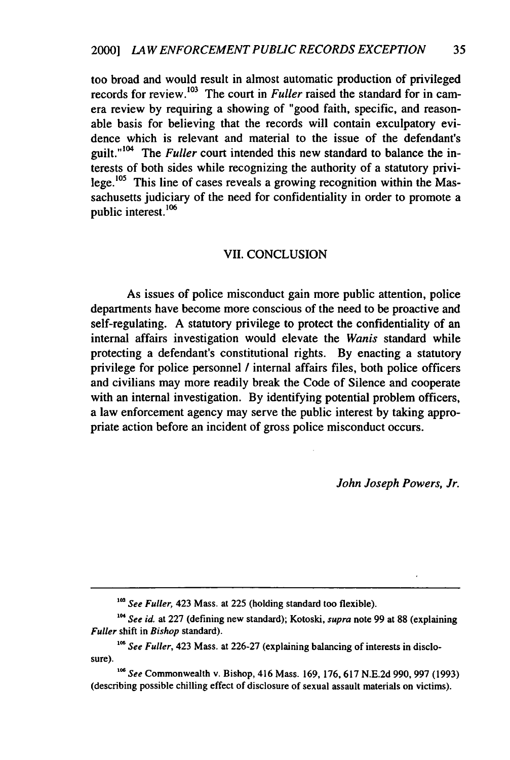too broad and would result in almost automatic production of privileged records for review.[103] The court in *Fuller* raised the standard for in camera review by requiring a showing of "good faith, specific, and reasonable basis for believing that the records will contain exculpatory evidence which is relevant and material to the issue of the defendant's guilt."[104] The *Fuller* court intended this new standard to balance the interests of both sides while recognizing the authority of a statutory privilege.[105] This line of cases reveals a growing recognition within the Massachusetts judiciary of the need for confidentiality in order to promote a public interest.[106]

## VII. CONCLUSION

As issues of police misconduct gain more public attention, police departments have become more conscious of the need to be proactive and self-regulating. A statutory privilege to protect the confidentiality of an internal affairs investigation would elevate the *Wanis* standard while protecting a defendant's constitutional rights. By enacting a statutory privilege for police personnel / internal affairs files, both police officers and civilians may more readily break the Code of Silence and cooperate with an internal investigation. By identifying potential problem officers, a law enforcement agency may serve the public interest by taking appropriate action before an incident of gross police misconduct occurs.

*John Joseph Powers, Jr.*

---

[103] *See Fuller*, 423 Mass. at 225 (holding standard too flexible).

[104] *See id.* at 227 (defining new standard); Kotoski, *supra* note 99 at 88 (explaining *Fuller* shift in *Bishop* standard).

[105] *See Fuller*, 423 Mass. at 226-27 (explaining balancing of interests in disclosure).

[106] *See* Commonwealth v. Bishop, 416 Mass. 169, 176, 617 N.E.2d 990, 997 (1993) (describing possible chilling effect of disclosure of sexual assault materials on victims).